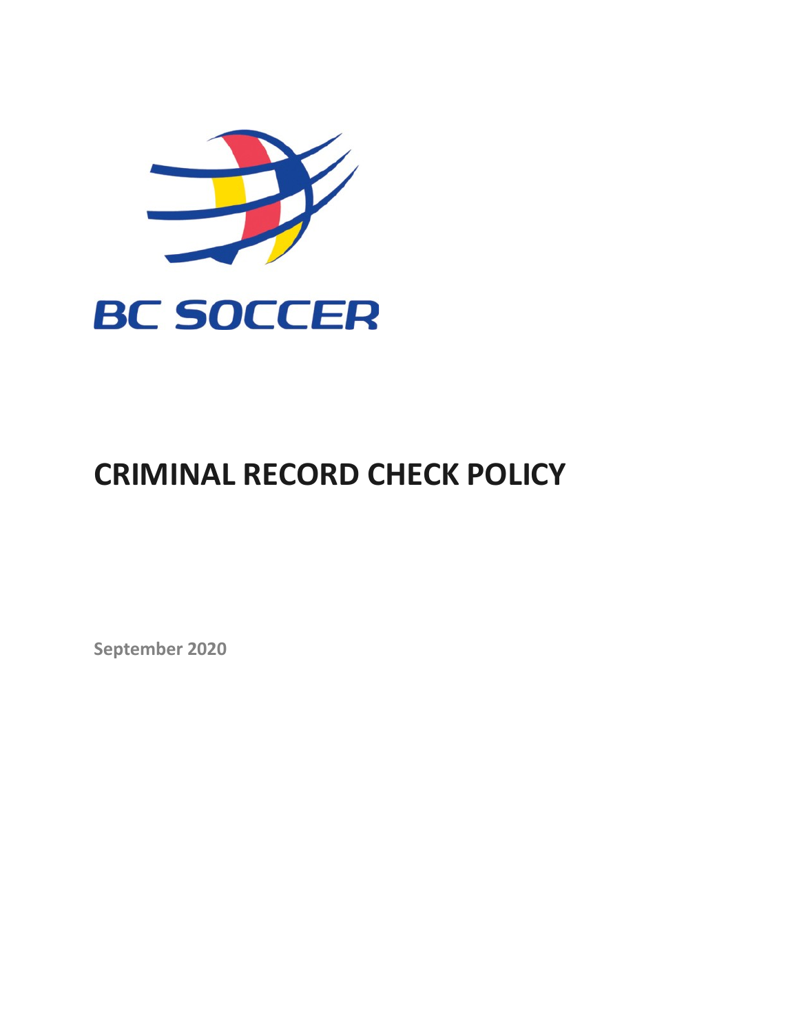BC SOCCER

# CRIMINAL RECORD CHECK POLICY

**September 2020**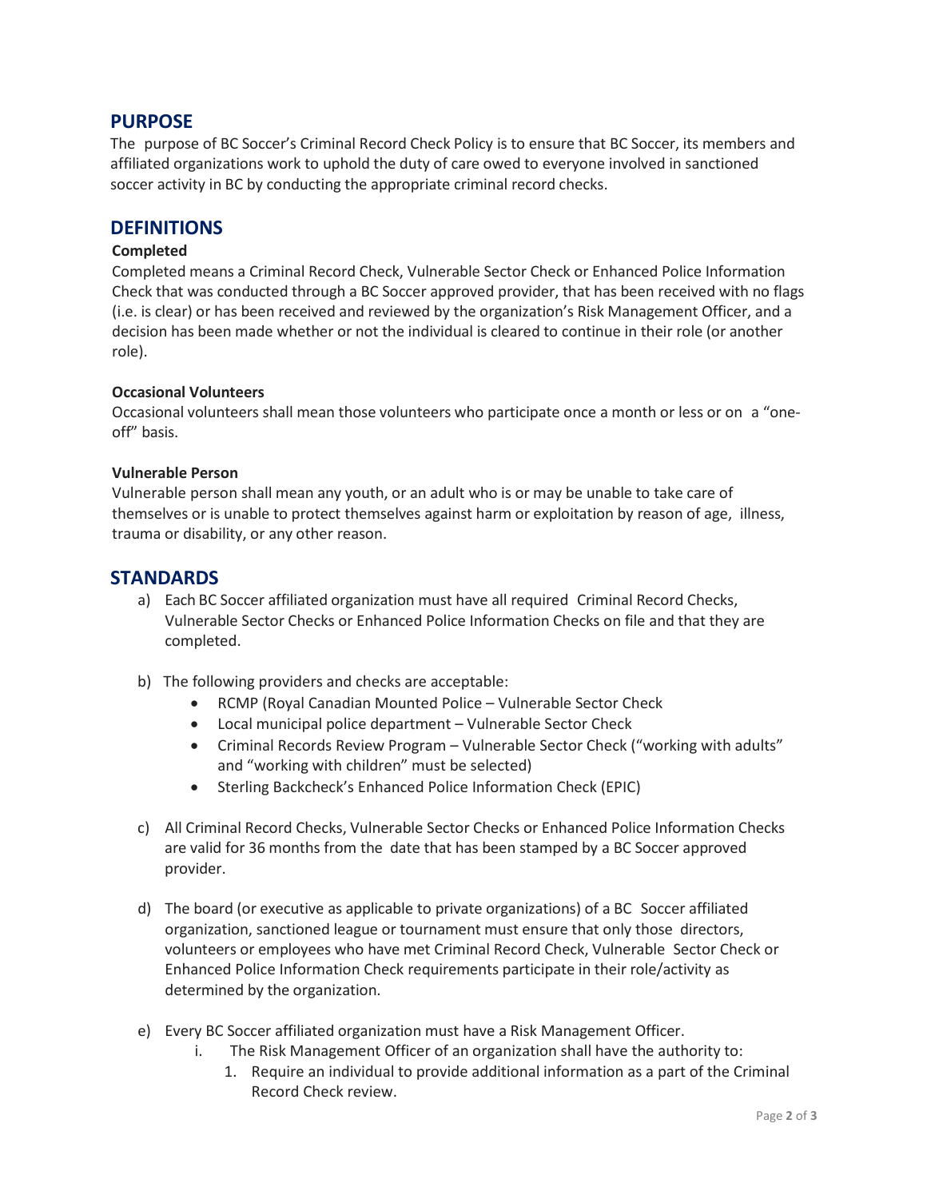## PURPOSE

The purpose of BC Soccer's Criminal Record Check Policy is to ensure that BC Soccer, its members and affiliated organizations work to uphold the duty of care owed to everyone involved in sanctioned soccer activity in BC by conducting the appropriate criminal record checks.

## DEFINITIONS

**Completed**

Completed means a Criminal Record Check, Vulnerable Sector Check or Enhanced Police Information Check that was conducted through a BC Soccer approved provider, that has been received with no flags (i.e. is clear) or has been received and reviewed by the organization's Risk Management Officer, and a decision has been made whether or not the individual is cleared to continue in their role (or another role).

**Occasional Volunteers**

Occasional volunteers shall mean those volunteers who participate once a month or less or on a "one-off" basis.

**Vulnerable Person**

Vulnerable person shall mean any youth, or an adult who is or may be unable to take care of themselves or is unable to protect themselves against harm or exploitation by reason of age, illness, trauma or disability, or any other reason.

## STANDARDS

a) Each BC Soccer affiliated organization must have all required Criminal Record Checks, Vulnerable Sector Checks or Enhanced Police Information Checks on file and that they are completed.

b) The following providers and checks are acceptable:
   - RCMP (Royal Canadian Mounted Police – Vulnerable Sector Check
   - Local municipal police department – Vulnerable Sector Check
   - Criminal Records Review Program – Vulnerable Sector Check ("working with adults" and "working with children" must be selected)
   - Sterling Backcheck's Enhanced Police Information Check (EPIC)

c) All Criminal Record Checks, Vulnerable Sector Checks or Enhanced Police Information Checks are valid for 36 months from the date that has been stamped by a BC Soccer approved provider.

d) The board (or executive as applicable to private organizations) of a BC Soccer affiliated organization, sanctioned league or tournament must ensure that only those directors, volunteers or employees who have met Criminal Record Check, Vulnerable Sector Check or Enhanced Police Information Check requirements participate in their role/activity as determined by the organization.

e) Every BC Soccer affiliated organization must have a Risk Management Officer.
   i. The Risk Management Officer of an organization shall have the authority to:
      1. Require an individual to provide additional information as a part of the Criminal Record Check review.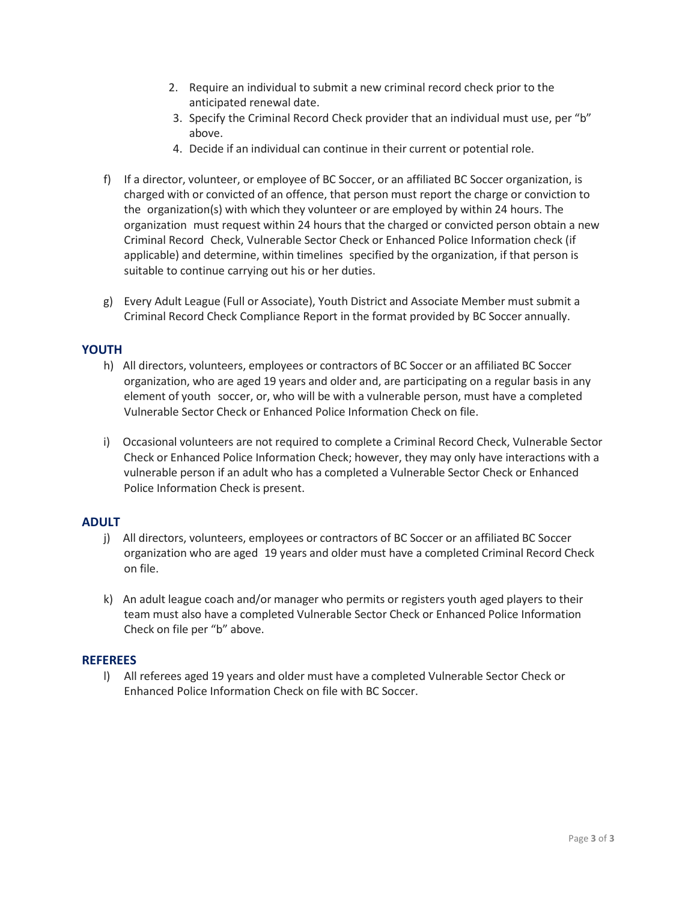2. Require an individual to submit a new criminal record check prior to the anticipated renewal date.
3. Specify the Criminal Record Check provider that an individual must use, per "b" above.
4. Decide if an individual can continue in their current or potential role.

f) If a director, volunteer, or employee of BC Soccer, or an affiliated BC Soccer organization, is charged with or convicted of an offence, that person must report the charge or conviction to the organization(s) with which they volunteer or are employed by within 24 hours. The organization must request within 24 hours that the charged or convicted person obtain a new Criminal Record Check, Vulnerable Sector Check or Enhanced Police Information check (if applicable) and determine, within timelines specified by the organization, if that person is suitable to continue carrying out his or her duties.

g) Every Adult League (Full or Associate), Youth District and Associate Member must submit a Criminal Record Check Compliance Report in the format provided by BC Soccer annually.

## YOUTH

h) All directors, volunteers, employees or contractors of BC Soccer or an affiliated BC Soccer organization, who are aged 19 years and older and, are participating on a regular basis in any element of youth soccer, or, who will be with a vulnerable person, must have a completed Vulnerable Sector Check or Enhanced Police Information Check on file.

i) Occasional volunteers are not required to complete a Criminal Record Check, Vulnerable Sector Check or Enhanced Police Information Check; however, they may only have interactions with a vulnerable person if an adult who has a completed a Vulnerable Sector Check or Enhanced Police Information Check is present.

## ADULT

j) All directors, volunteers, employees or contractors of BC Soccer or an affiliated BC Soccer organization who are aged 19 years and older must have a completed Criminal Record Check on file.

k) An adult league coach and/or manager who permits or registers youth aged players to their team must also have a completed Vulnerable Sector Check or Enhanced Police Information Check on file per "b" above.

## REFEREES

l) All referees aged 19 years and older must have a completed Vulnerable Sector Check or Enhanced Police Information Check on file with BC Soccer.